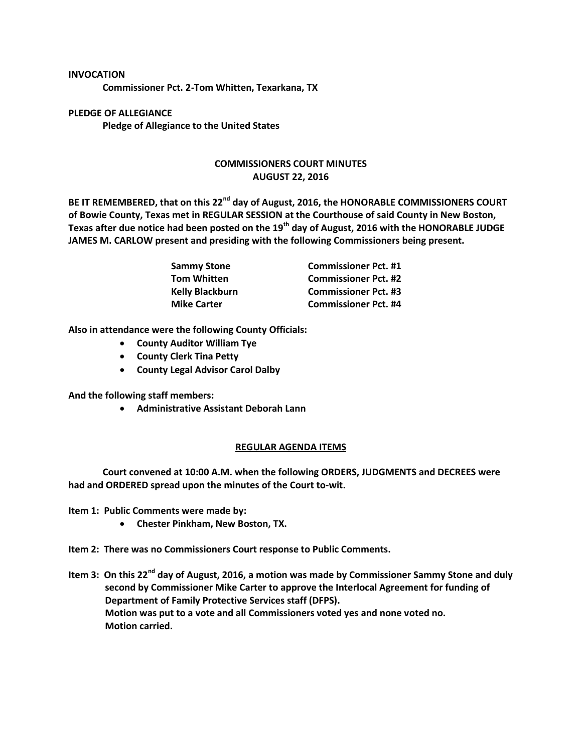**INVOCATION**

**Commissioner Pct. 2-Tom Whitten, Texarkana, TX**

**PLEDGE OF ALLEGIANCE**

**Pledge of Allegiance to the United States**

## COMMISSIONERS COURT MINUTES
## AUGUST 22, 2016

**BE IT REMEMBERED, that on this 22nd day of August, 2016, the HONORABLE COMMISSIONERS COURT of Bowie County, Texas met in REGULAR SESSION at the Courthouse of said County in New Boston, Texas after due notice had been posted on the 19th day of August, 2016 with the HONORABLE JUDGE JAMES M. CARLOW present and presiding with the following Commissioners being present.**

| | |
|---|---|
| **Sammy Stone** | **Commissioner Pct. #1** |
| **Tom Whitten** | **Commissioner Pct. #2** |
| **Kelly Blackburn** | **Commissioner Pct. #3** |
| **Mike Carter** | **Commissioner Pct. #4** |

**Also in attendance were the following County Officials:**

- **County Auditor William Tye**
- **County Clerk Tina Petty**
- **County Legal Advisor Carol Dalby**

**And the following staff members:**

- **Administrative Assistant Deborah Lann**

### REGULAR AGENDA ITEMS

**Court convened at 10:00 A.M. when the following ORDERS, JUDGMENTS and DECREES were had and ORDERED spread upon the minutes of the Court to-wit.**

**Item 1: Public Comments were made by:**

- **Chester Pinkham, New Boston, TX.**

**Item 2: There was no Commissioners Court response to Public Comments.**

**Item 3: On this 22nd day of August, 2016, a motion was made by Commissioner Sammy Stone and duly second by Commissioner Mike Carter to approve the Interlocal Agreement for funding of Department of Family Protective Services staff (DFPS).**
**Motion was put to a vote and all Commissioners voted yes and none voted no.**
**Motion carried.**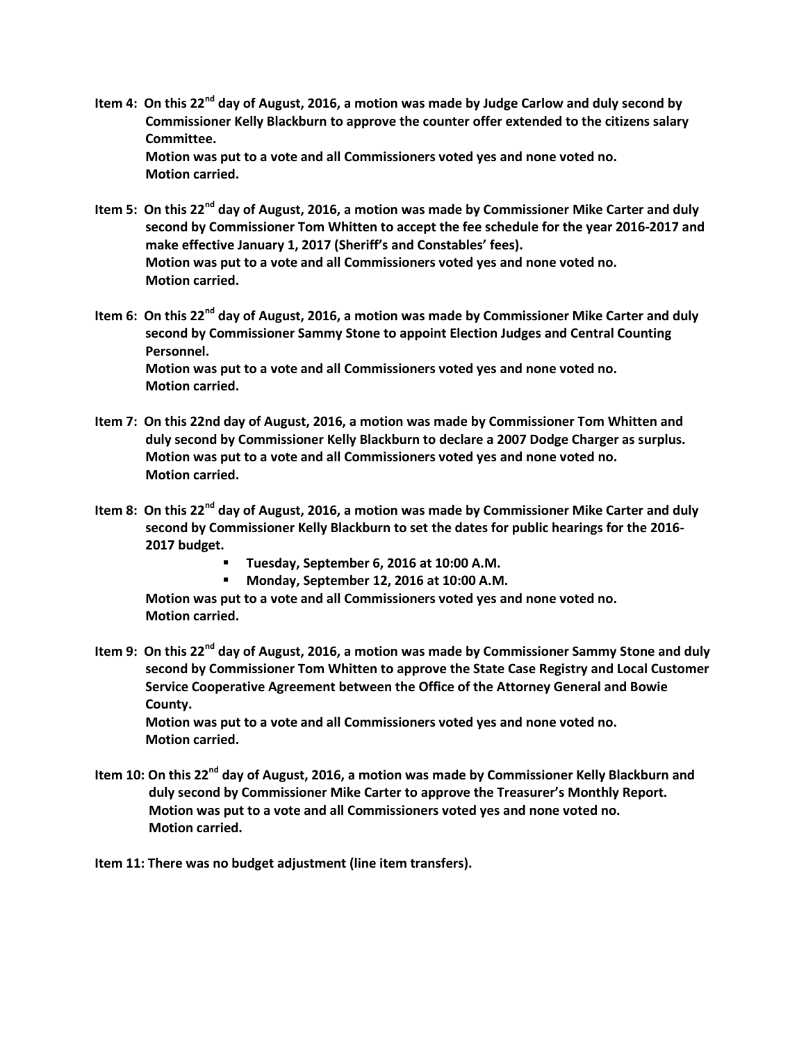**Item 4: On this 22nd day of August, 2016, a motion was made by Judge Carlow and duly second by Commissioner Kelly Blackburn to approve the counter offer extended to the citizens salary Committee.**
**Motion was put to a vote and all Commissioners voted yes and none voted no.**
**Motion carried.**

**Item 5: On this 22nd day of August, 2016, a motion was made by Commissioner Mike Carter and duly second by Commissioner Tom Whitten to accept the fee schedule for the year 2016-2017 and make effective January 1, 2017 (Sheriff's and Constables' fees).**
**Motion was put to a vote and all Commissioners voted yes and none voted no.**
**Motion carried.**

**Item 6: On this 22nd day of August, 2016, a motion was made by Commissioner Mike Carter and duly second by Commissioner Sammy Stone to appoint Election Judges and Central Counting Personnel.**
**Motion was put to a vote and all Commissioners voted yes and none voted no.**
**Motion carried.**

**Item 7: On this 22nd day of August, 2016, a motion was made by Commissioner Tom Whitten and duly second by Commissioner Kelly Blackburn to declare a 2007 Dodge Charger as surplus.**
**Motion was put to a vote and all Commissioners voted yes and none voted no.**
**Motion carried.**

**Item 8: On this 22nd day of August, 2016, a motion was made by Commissioner Mike Carter and duly second by Commissioner Kelly Blackburn to set the dates for public hearings for the 2016-2017 budget.**

- **Tuesday, September 6, 2016 at 10:00 A.M.**
- **Monday, September 12, 2016 at 10:00 A.M.**

**Motion was put to a vote and all Commissioners voted yes and none voted no.**
**Motion carried.**

**Item 9: On this 22nd day of August, 2016, a motion was made by Commissioner Sammy Stone and duly second by Commissioner Tom Whitten to approve the State Case Registry and Local Customer Service Cooperative Agreement between the Office of the Attorney General and Bowie County.**
**Motion was put to a vote and all Commissioners voted yes and none voted no.**
**Motion carried.**

**Item 10: On this 22nd day of August, 2016, a motion was made by Commissioner Kelly Blackburn and duly second by Commissioner Mike Carter to approve the Treasurer's Monthly Report.**
**Motion was put to a vote and all Commissioners voted yes and none voted no.**
**Motion carried.**

**Item 11: There was no budget adjustment (line item transfers).**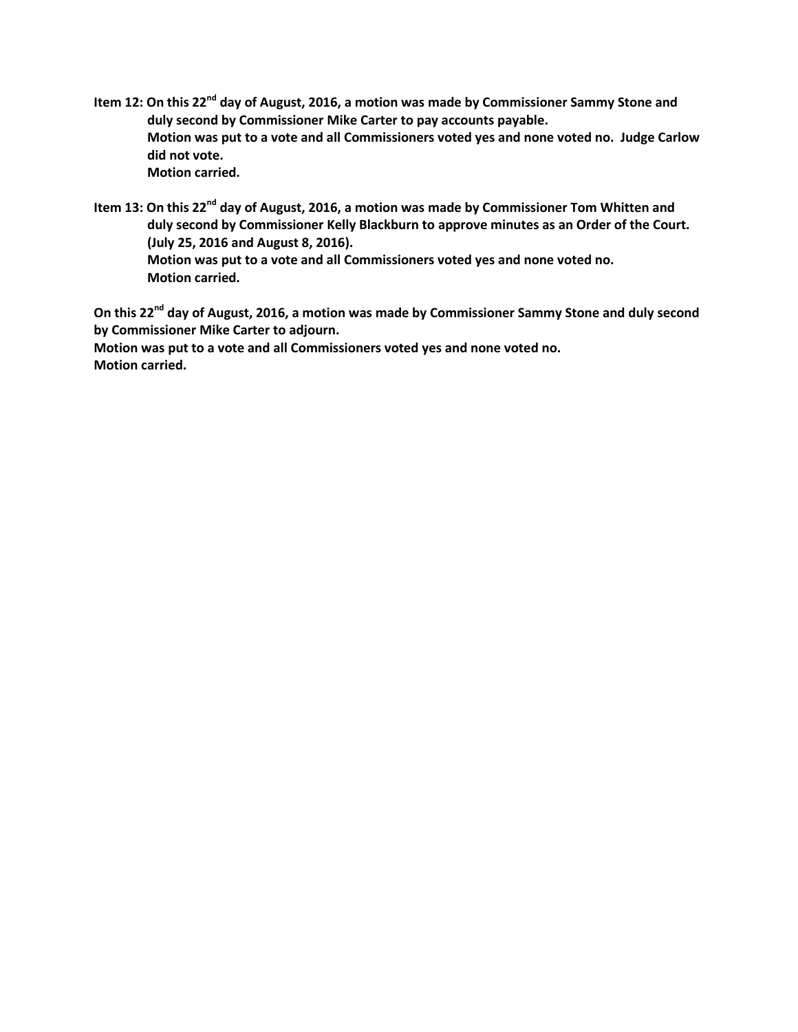**Item 12: On this 22nd day of August, 2016, a motion was made by Commissioner Sammy Stone and duly second by Commissioner Mike Carter to pay accounts payable.**
**Motion was put to a vote and all Commissioners voted yes and none voted no. Judge Carlow did not vote.**
**Motion carried.**

**Item 13: On this 22nd day of August, 2016, a motion was made by Commissioner Tom Whitten and duly second by Commissioner Kelly Blackburn to approve minutes as an Order of the Court. (July 25, 2016 and August 8, 2016).**
**Motion was put to a vote and all Commissioners voted yes and none voted no.**
**Motion carried.**

**On this 22nd day of August, 2016, a motion was made by Commissioner Sammy Stone and duly second by Commissioner Mike Carter to adjourn.**
**Motion was put to a vote and all Commissioners voted yes and none voted no.**
**Motion carried.**